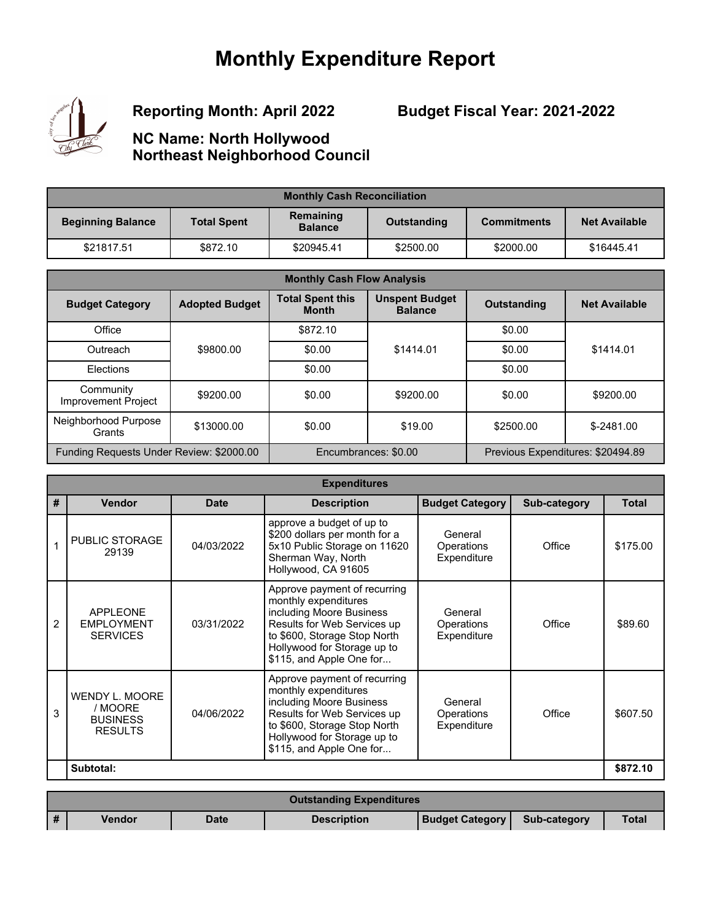# Monthly Expenditure Report

**Reporting Month: April 2022**

**Budget Fiscal Year: 2021-2022**

**NC Name: North Hollywood Northeast Neighborhood Council**

| Monthly Cash Reconciliation | | | | | |
|---|---|---|---|---|---|
| **Beginning Balance** | **Total Spent** | **Remaining Balance** | **Outstanding** | **Commitments** | **Net Available** |
| $21817.51 | $872.10 | $20945.41 | $2500.00 | $2000.00 | $16445.41 |

| Monthly Cash Flow Analysis | | | | | |
|---|---|---|---|---|---|
| **Budget Category** | **Adopted Budget** | **Total Spent this Month** | **Unspent Budget Balance** | **Outstanding** | **Net Available** |
| Office | $9800.00 | $872.10 | $1414.01 | $0.00 | $1414.01 |
| Outreach | | $0.00 | | $0.00 | |
| Elections | | $0.00 | | $0.00 | |
| Community Improvement Project | $9200.00 | $0.00 | $9200.00 | $0.00 | $9200.00 |
| Neighborhood Purpose Grants | $13000.00 | $0.00 | $19.00 | $2500.00 | $-2481.00 |
| Funding Requests Under Review: $2000.00 | | Encumbrances: $0.00 | | Previous Expenditures: $20494.89 | |

| Expenditures | | | | | | |
|---|---|---|---|---|---|---|
| **#** | **Vendor** | **Date** | **Description** | **Budget Category** | **Sub-category** | **Total** |
| 1 | PUBLIC STORAGE 29139 | 04/03/2022 | approve a budget of up to $200 dollars per month for a 5x10 Public Storage on 11620 Sherman Way, North Hollywood, CA 91605 | General Operations Expenditure | Office | $175.00 |
| 2 | APPLEONE EMPLOYMENT SERVICES | 03/31/2022 | Approve payment of recurring monthly expenditures including Moore Business Results for Web Services up to $600, Storage Stop North Hollywood for Storage up to $115, and Apple One for... | General Operations Expenditure | Office | $89.60 |
| 3 | WENDY L. MOORE / MOORE BUSINESS RESULTS | 04/06/2022 | Approve payment of recurring monthly expenditures including Moore Business Results for Web Services up to $600, Storage Stop North Hollywood for Storage up to $115, and Apple One for... | General Operations Expenditure | Office | $607.50 |
| | **Subtotal:** | | | | | **$872.10** |

| Outstanding Expenditures | | | | | | |
|---|---|---|---|---|---|---|
| **#** | **Vendor** | **Date** | **Description** | **Budget Category** | **Sub-category** | **Total** |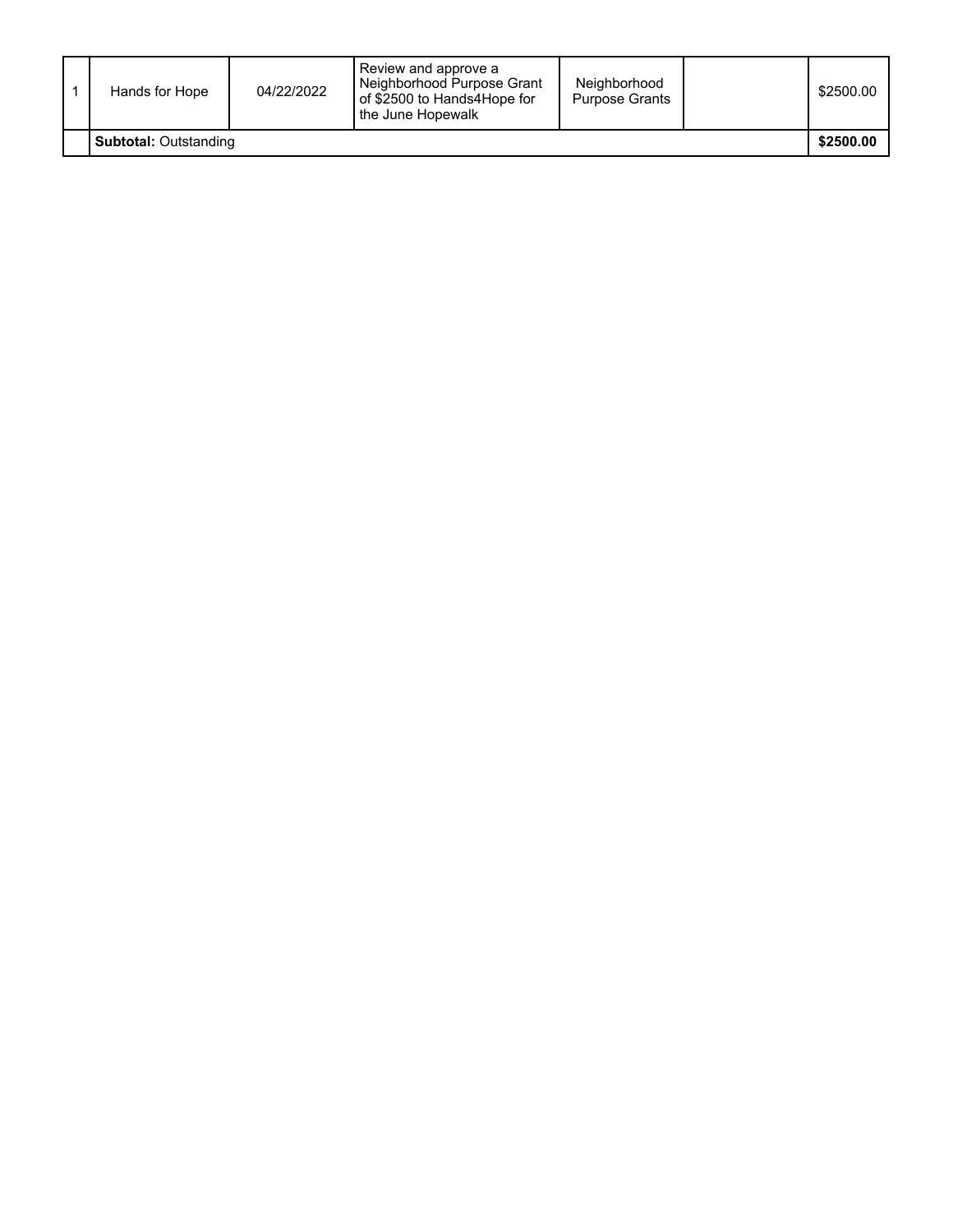| | | | | | | |
|---|---|---|---|---|---|---|
| 1 | Hands for Hope | 04/22/2022 | Review and approve a Neighborhood Purpose Grant of $2500 to Hands4Hope for the June Hopewalk | Neighborhood Purpose Grants | | $2500.00 |
| | **Subtotal:** Outstanding | | | | | **$2500.00** |